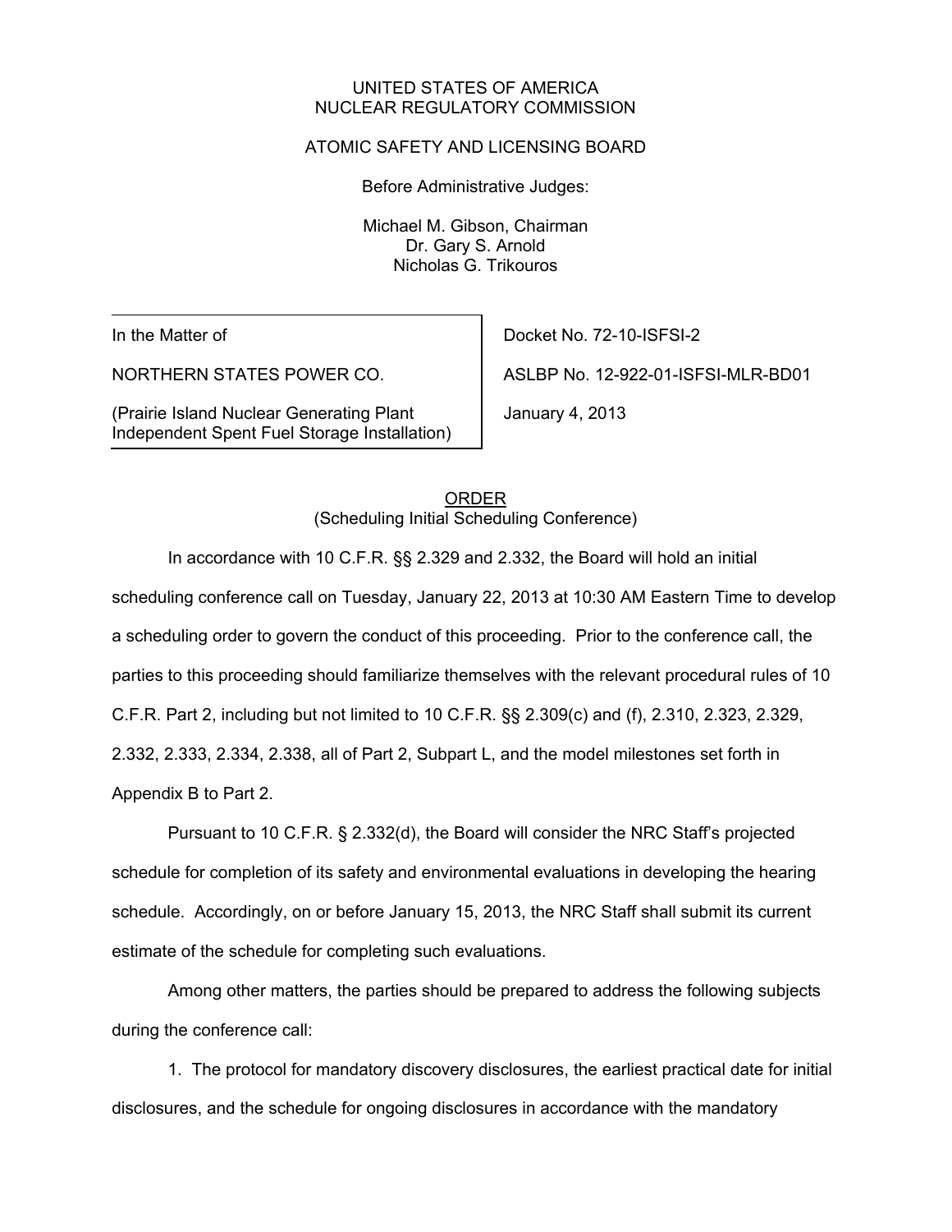UNITED STATES OF AMERICA
NUCLEAR REGULATORY COMMISSION

ATOMIC SAFETY AND LICENSING BOARD

Before Administrative Judges:

Michael M. Gibson, Chairman
Dr. Gary S. Arnold
Nicholas G. Trikouros

| | |
|---|---|
| In the Matter of | Docket No. 72-10-ISFSI-2 |
| NORTHERN STATES POWER CO. | ASLBP No. 12-922-01-ISFSI-MLR-BD01 |
| (Prairie Island Nuclear Generating Plant Independent Spent Fuel Storage Installation) | January 4, 2013 |

## ORDER
(Scheduling Initial Scheduling Conference)

In accordance with 10 C.F.R. §§ 2.329 and 2.332, the Board will hold an initial scheduling conference call on Tuesday, January 22, 2013 at 10:30 AM Eastern Time to develop a scheduling order to govern the conduct of this proceeding. Prior to the conference call, the parties to this proceeding should familiarize themselves with the relevant procedural rules of 10 C.F.R. Part 2, including but not limited to 10 C.F.R. §§ 2.309(c) and (f), 2.310, 2.323, 2.329, 2.332, 2.333, 2.334, 2.338, all of Part 2, Subpart L, and the model milestones set forth in Appendix B to Part 2.

Pursuant to 10 C.F.R. § 2.332(d), the Board will consider the NRC Staff's projected schedule for completion of its safety and environmental evaluations in developing the hearing schedule. Accordingly, on or before January 15, 2013, the NRC Staff shall submit its current estimate of the schedule for completing such evaluations.

Among other matters, the parties should be prepared to address the following subjects during the conference call:

1. The protocol for mandatory discovery disclosures, the earliest practical date for initial disclosures, and the schedule for ongoing disclosures in accordance with the mandatory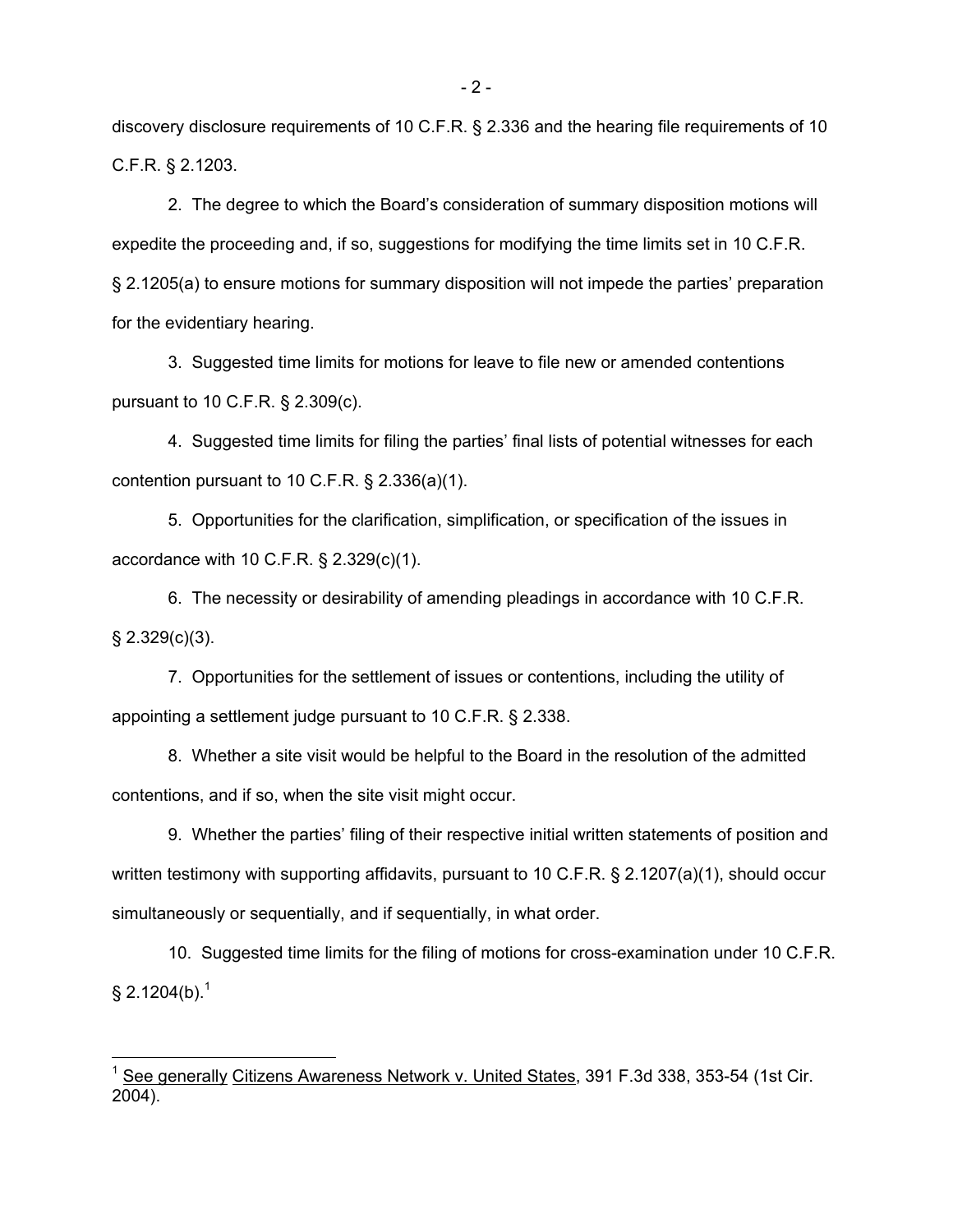discovery disclosure requirements of 10 C.F.R. § 2.336 and the hearing file requirements of 10 C.F.R. § 2.1203.

2. The degree to which the Board's consideration of summary disposition motions will expedite the proceeding and, if so, suggestions for modifying the time limits set in 10 C.F.R. § 2.1205(a) to ensure motions for summary disposition will not impede the parties' preparation for the evidentiary hearing.

3. Suggested time limits for motions for leave to file new or amended contentions pursuant to 10 C.F.R. § 2.309(c).

4. Suggested time limits for filing the parties' final lists of potential witnesses for each contention pursuant to 10 C.F.R. § 2.336(a)(1).

5. Opportunities for the clarification, simplification, or specification of the issues in accordance with 10 C.F.R. § 2.329(c)(1).

6. The necessity or desirability of amending pleadings in accordance with 10 C.F.R. § 2.329(c)(3).

7. Opportunities for the settlement of issues or contentions, including the utility of appointing a settlement judge pursuant to 10 C.F.R. § 2.338.

8. Whether a site visit would be helpful to the Board in the resolution of the admitted contentions, and if so, when the site visit might occur.

9. Whether the parties' filing of their respective initial written statements of position and written testimony with supporting affidavits, pursuant to 10 C.F.R. § 2.1207(a)(1), should occur simultaneously or sequentially, and if sequentially, in what order.

10. Suggested time limits for the filing of motions for cross-examination under 10 C.F.R. § 2.1204(b).[1]

---

[1] See generally Citizens Awareness Network v. United States, 391 F.3d 338, 353-54 (1st Cir. 2004).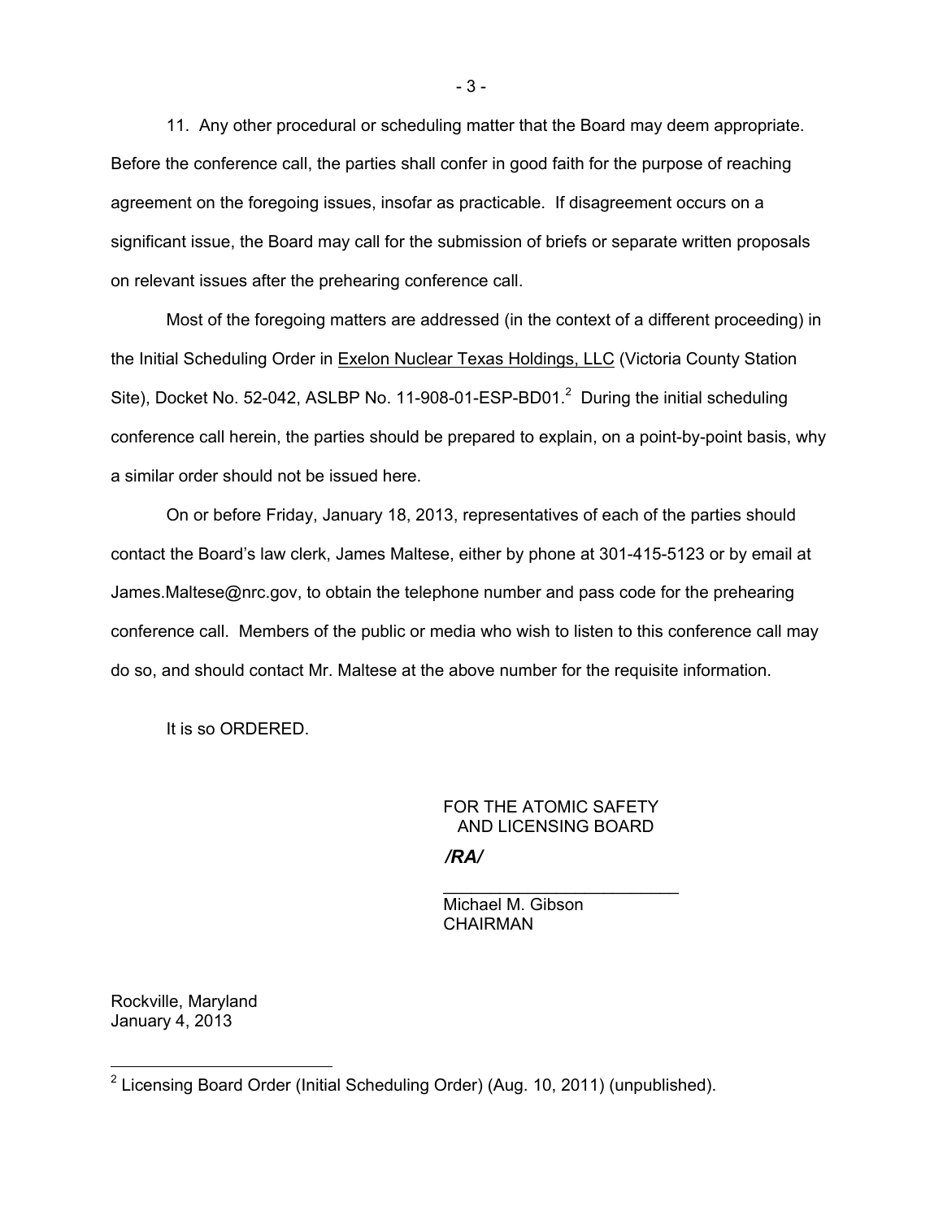11. Any other procedural or scheduling matter that the Board may deem appropriate.

Before the conference call, the parties shall confer in good faith for the purpose of reaching agreement on the foregoing issues, insofar as practicable. If disagreement occurs on a significant issue, the Board may call for the submission of briefs or separate written proposals on relevant issues after the prehearing conference call.

Most of the foregoing matters are addressed (in the context of a different proceeding) in the Initial Scheduling Order in Exelon Nuclear Texas Holdings, LLC (Victoria County Station Site), Docket No. 52-042, ASLBP No. 11-908-01-ESP-BD01.[2] During the initial scheduling conference call herein, the parties should be prepared to explain, on a point-by-point basis, why a similar order should not be issued here.

On or before Friday, January 18, 2013, representatives of each of the parties should contact the Board's law clerk, James Maltese, either by phone at 301-415-5123 or by email at James.Maltese@nrc.gov, to obtain the telephone number and pass code for the prehearing conference call. Members of the public or media who wish to listen to this conference call may do so, and should contact Mr. Maltese at the above number for the requisite information.

It is so ORDERED.

FOR THE ATOMIC SAFETY
AND LICENSING BOARD

*/RA/*

Michael M. Gibson
CHAIRMAN

Rockville, Maryland
January 4, 2013

[2] Licensing Board Order (Initial Scheduling Order) (Aug. 10, 2011) (unpublished).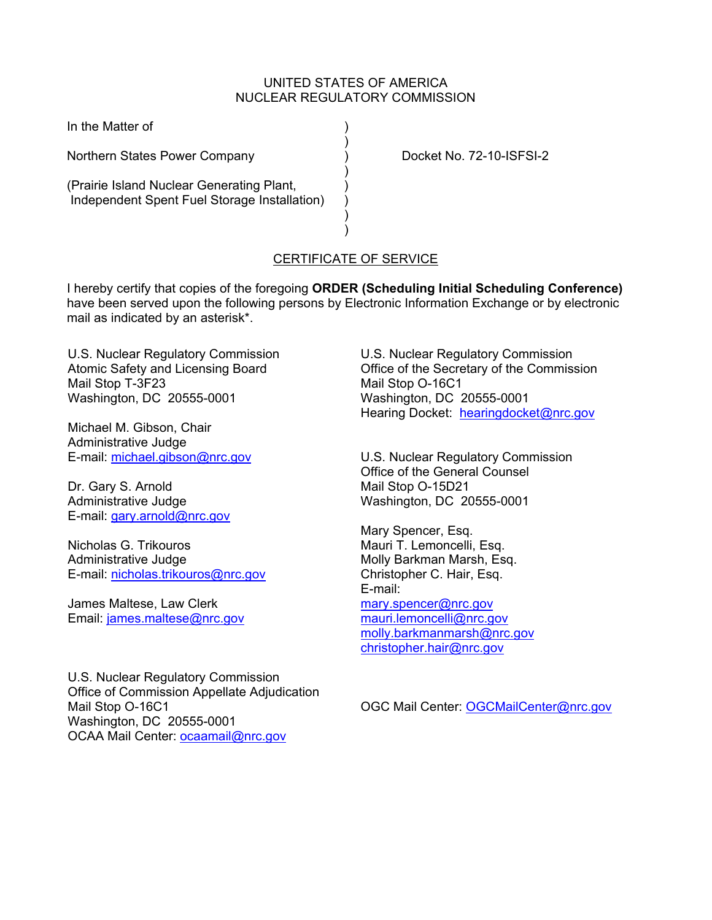UNITED STATES OF AMERICA
NUCLEAR REGULATORY COMMISSION

In the Matter of

Northern States Power Company

(Prairie Island Nuclear Generating Plant, Independent Spent Fuel Storage Installation)

Docket No. 72-10-ISFSI-2

## CERTIFICATE OF SERVICE

I hereby certify that copies of the foregoing **ORDER (Scheduling Initial Scheduling Conference)** have been served upon the following persons by Electronic Information Exchange or by electronic mail as indicated by an asterisk*.

U.S. Nuclear Regulatory Commission
Atomic Safety and Licensing Board
Mail Stop T-3F23
Washington, DC 20555-0001

Michael M. Gibson, Chair
Administrative Judge
E-mail: michael.gibson@nrc.gov

Dr. Gary S. Arnold
Administrative Judge
E-mail: gary.arnold@nrc.gov

Nicholas G. Trikouros
Administrative Judge
E-mail: nicholas.trikouros@nrc.gov

James Maltese, Law Clerk
Email: james.maltese@nrc.gov

U.S. Nuclear Regulatory Commission
Office of Commission Appellate Adjudication
Mail Stop O-16C1
Washington, DC 20555-0001
OCAA Mail Center: ocaamail@nrc.gov

U.S. Nuclear Regulatory Commission
Office of the Secretary of the Commission
Mail Stop O-16C1
Washington, DC 20555-0001
Hearing Docket: hearingdocket@nrc.gov

U.S. Nuclear Regulatory Commission
Office of the General Counsel
Mail Stop O-15D21
Washington, DC 20555-0001

Mary Spencer, Esq.
Mauri T. Lemoncelli, Esq.
Molly Barkman Marsh, Esq.
Christopher C. Hair, Esq.
E-mail:
mary.spencer@nrc.gov
mauri.lemoncelli@nrc.gov
molly.barkmanmarsh@nrc.gov
christopher.hair@nrc.gov

OGC Mail Center: OGCMailCenter@nrc.gov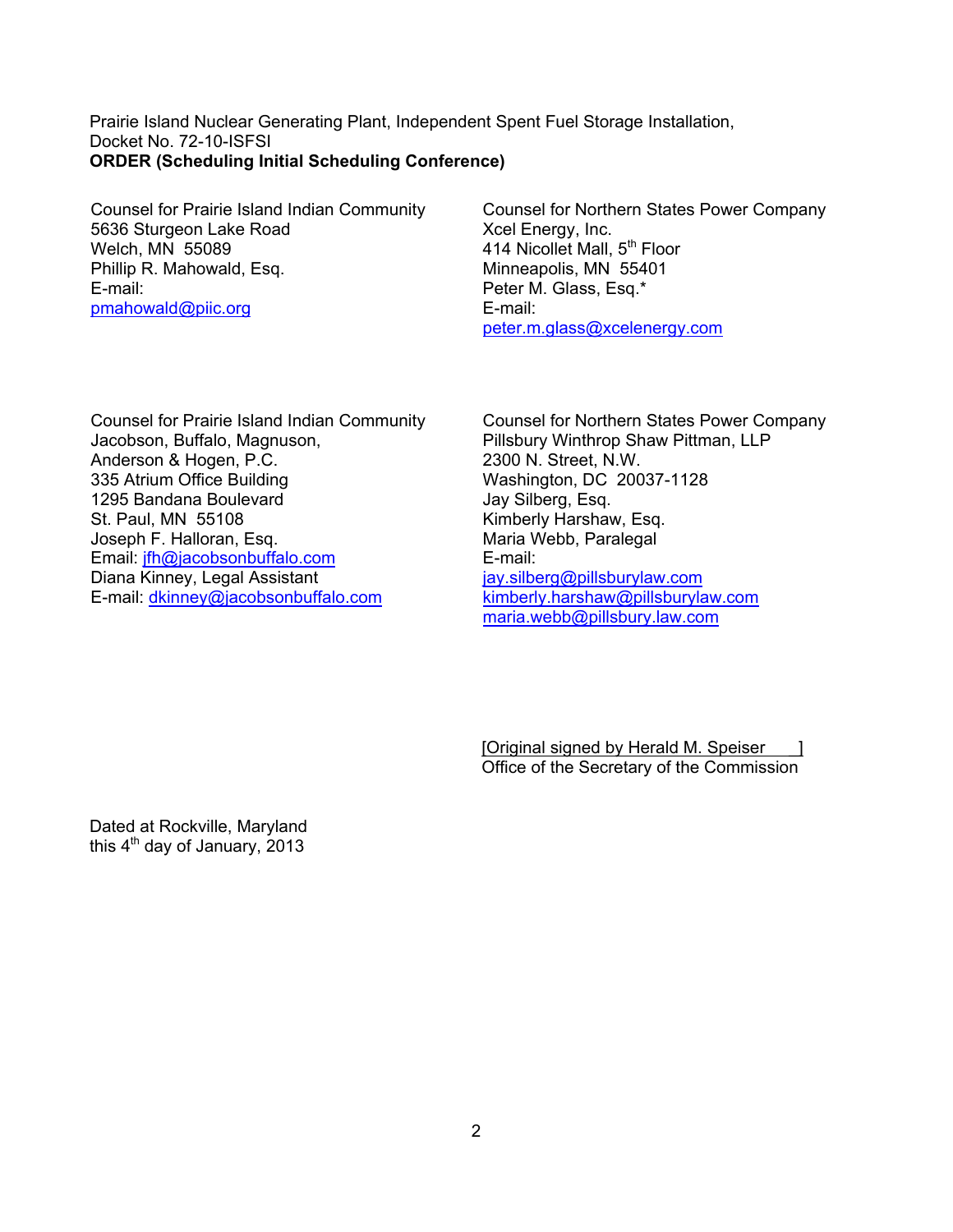Prairie Island Nuclear Generating Plant, Independent Spent Fuel Storage Installation,
Docket No. 72-10-ISFSI
**ORDER (Scheduling Initial Scheduling Conference)**

Counsel for Prairie Island Indian Community
5636 Sturgeon Lake Road
Welch, MN 55089
Phillip R. Mahowald, Esq.
E-mail:
pmahowald@piic.org

Counsel for Northern States Power Company
Xcel Energy, Inc.
414 Nicollet Mall, 5th Floor
Minneapolis, MN 55401
Peter M. Glass, Esq.*
E-mail:
peter.m.glass@xcelenergy.com

Counsel for Prairie Island Indian Community
Jacobson, Buffalo, Magnuson,
Anderson & Hogen, P.C.
335 Atrium Office Building
1295 Bandana Boulevard
St. Paul, MN 55108
Joseph F. Halloran, Esq.
Email: jfh@jacobsonbuffalo.com
Diana Kinney, Legal Assistant
E-mail: dkinney@jacobsonbuffalo.com

Counsel for Northern States Power Company
Pillsbury Winthrop Shaw Pittman, LLP
2300 N. Street, N.W.
Washington, DC 20037-1128
Jay Silberg, Esq.
Kimberly Harshaw, Esq.
Maria Webb, Paralegal
E-mail:
jay.silberg@pillsburylaw.com
kimberly.harshaw@pillsburylaw.com
maria.webb@pillsbury.law.com

[Original signed by Herald M. Speiser ]
Office of the Secretary of the Commission

Dated at Rockville, Maryland
this 4th day of January, 2013